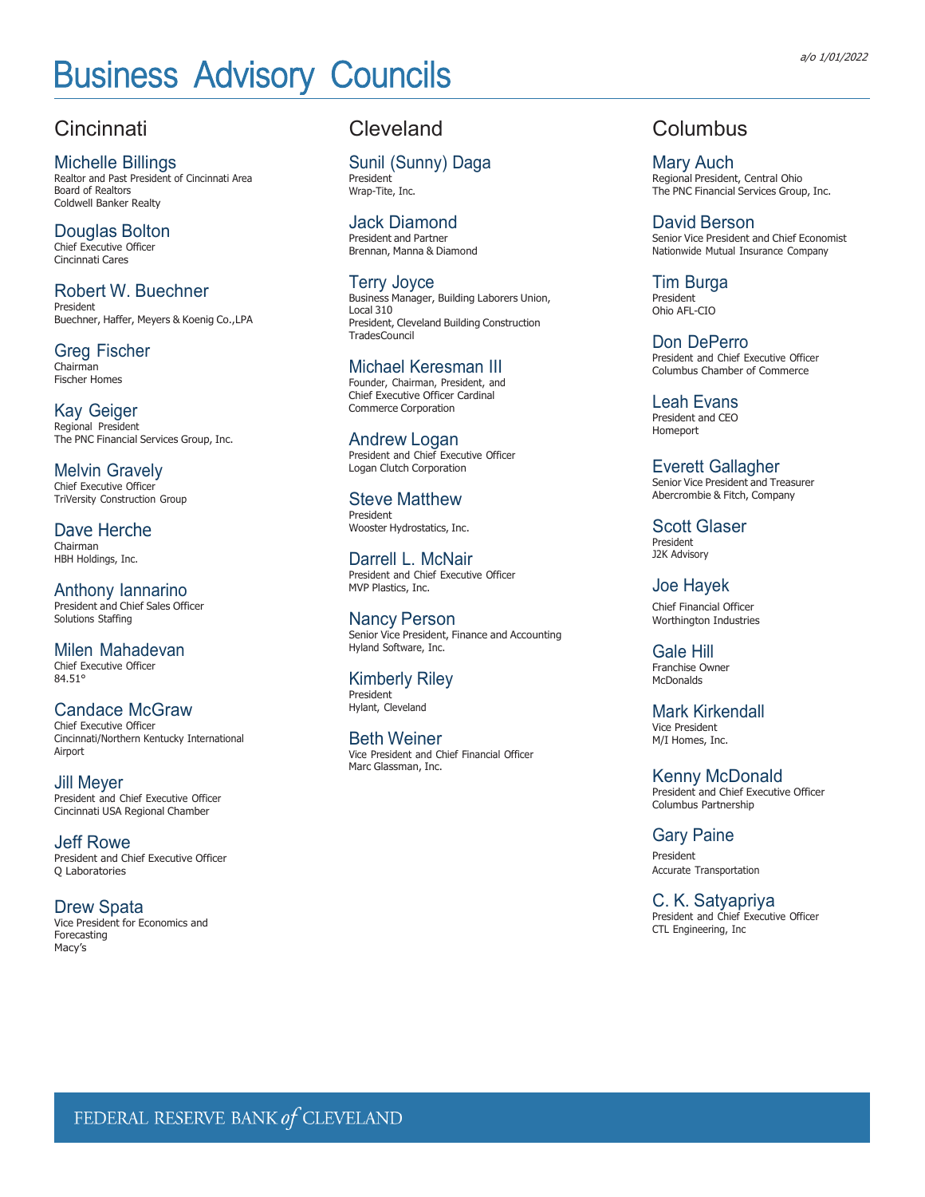# Business Advisory Councils

*a/o 1/01/2022*

## Cincinnati

### Michelle Billings
Realtor and Past President of Cincinnati Area Board of Realtors
Coldwell Banker Realty

### Douglas Bolton
Chief Executive Officer
Cincinnati Cares

### Robert W. Buechner
President
Buechner, Haffer, Meyers & Koenig Co.,LPA

### Greg Fischer
Chairman
Fischer Homes

### Kay Geiger
Regional President
The PNC Financial Services Group, Inc.

### Melvin Gravely
Chief Executive Officer
TriVersity Construction Group

### Dave Herche
Chairman
HBH Holdings, Inc.

### Anthony Iannarino
President and Chief Sales Officer
Solutions Staffing

### Milen Mahadevan
Chief Executive Officer
84.51°

### Candace McGraw
Chief Executive Officer
Cincinnati/Northern Kentucky International Airport

### Jill Meyer
President and Chief Executive Officer
Cincinnati USA Regional Chamber

### Jeff Rowe
President and Chief Executive Officer
Q Laboratories

### Drew Spata
Vice President for Economics and Forecasting
Macy's

## Cleveland

### Sunil (Sunny) Daga
President
Wrap-Tite, Inc.

### Jack Diamond
President and Partner
Brennan, Manna & Diamond

### Terry Joyce
Business Manager, Building Laborers Union, Local 310
President, Cleveland Building Construction TradesCouncil

### Michael Keresman III
Founder, Chairman, President, and Chief Executive Officer Cardinal Commerce Corporation

### Andrew Logan
President and Chief Executive Officer
Logan Clutch Corporation

### Steve Matthew
President
Wooster Hydrostatics, Inc.

### Darrell L. McNair
President and Chief Executive Officer
MVP Plastics, Inc.

### Nancy Person
Senior Vice President, Finance and Accounting
Hyland Software, Inc.

### Kimberly Riley
President
Hylant, Cleveland

### Beth Weiner
Vice President and Chief Financial Officer
Marc Glassman, Inc.

## Columbus

### Mary Auch
Regional President, Central Ohio
The PNC Financial Services Group, Inc.

### David Berson
Senior Vice President and Chief Economist
Nationwide Mutual Insurance Company

### Tim Burga
President
Ohio AFL-CIO

### Don DePerro
President and Chief Executive Officer
Columbus Chamber of Commerce

### Leah Evans
President and CEO
Homeport

### Everett Gallagher
Senior Vice President and Treasurer
Abercrombie & Fitch, Company

### Scott Glaser
President
J2K Advisory

### Joe Hayek
Chief Financial Officer
Worthington Industries

### Gale Hill
Franchise Owner
McDonalds

### Mark Kirkendall
Vice President
M/I Homes, Inc.

### Kenny McDonald
President and Chief Executive Officer
Columbus Partnership

### Gary Paine
President
Accurate Transportation

### C. K. Satyapriya
President and Chief Executive Officer
CTL Engineering, Inc

FEDERAL RESERVE BANK *of* CLEVELAND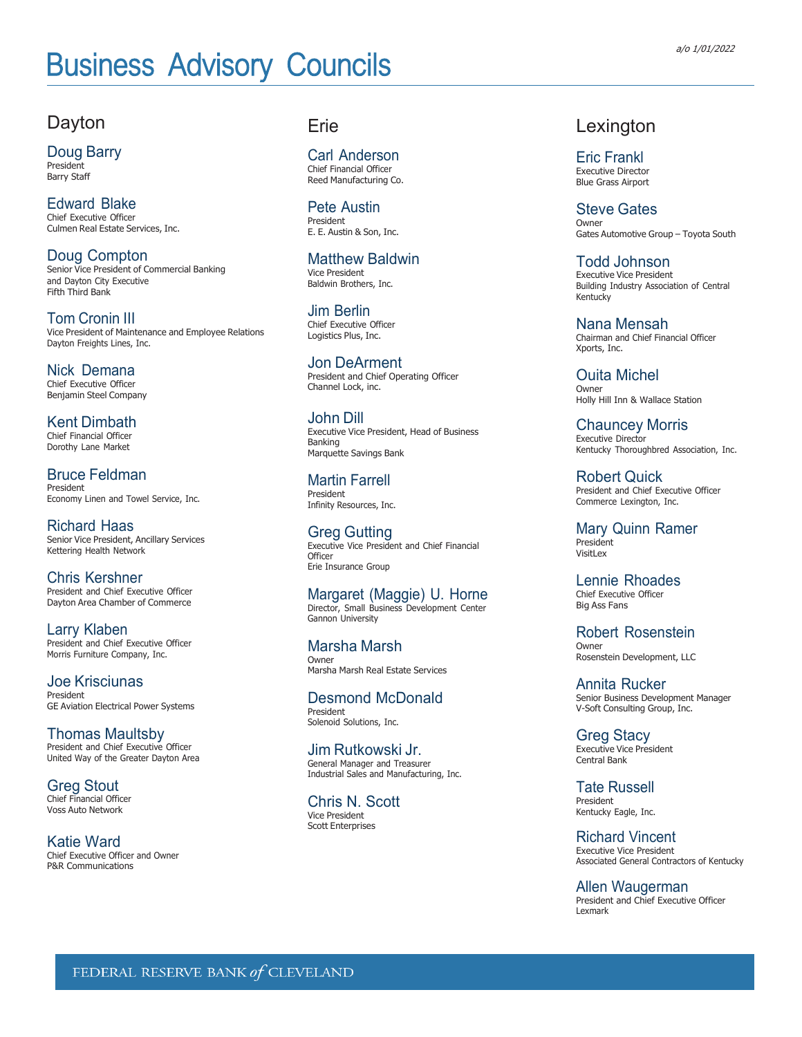a/o 1/01/2022

# Business Advisory Councils

## Dayton

### Doug Barry
President
Barry Staff

### Edward Blake
Chief Executive Officer
Culmen Real Estate Services, Inc.

### Doug Compton
Senior Vice President of Commercial Banking and Dayton City Executive
Fifth Third Bank

### Tom Cronin III
Vice President of Maintenance and Employee Relations
Dayton Freights Lines, Inc.

### Nick Demana
Chief Executive Officer
Benjamin Steel Company

### Kent Dimbath
Chief Financial Officer
Dorothy Lane Market

### Bruce Feldman
President
Economy Linen and Towel Service, Inc.

### Richard Haas
Senior Vice President, Ancillary Services
Kettering Health Network

### Chris Kershner
President and Chief Executive Officer
Dayton Area Chamber of Commerce

### Larry Klaben
President and Chief Executive Officer
Morris Furniture Company, Inc.

### Joe Krisciunas
President
GE Aviation Electrical Power Systems

### Thomas Maultsby
President and Chief Executive Officer
United Way of the Greater Dayton Area

### Greg Stout
Chief Financial Officer
Voss Auto Network

### Katie Ward
Chief Executive Officer and Owner
P&R Communications

## Erie

### Carl Anderson
Chief Financial Officer
Reed Manufacturing Co.

### Pete Austin
President
E. E. Austin & Son, Inc.

### Matthew Baldwin
Vice President
Baldwin Brothers, Inc.

### Jim Berlin
Chief Executive Officer
Logistics Plus, Inc.

### Jon DeArment
President and Chief Operating Officer
Channel Lock, inc.

### John Dill
Executive Vice President, Head of Business Banking
Marquette Savings Bank

### Martin Farrell
President
Infinity Resources, Inc.

### Greg Gutting
Executive Vice President and Chief Financial Officer
Erie Insurance Group

### Margaret (Maggie) U. Horne
Director, Small Business Development Center
Gannon University

### Marsha Marsh
Owner
Marsha Marsh Real Estate Services

### Desmond McDonald
President
Solenoid Solutions, Inc.

### Jim Rutkowski Jr.
General Manager and Treasurer
Industrial Sales and Manufacturing, Inc.

### Chris N. Scott
Vice President
Scott Enterprises

## Lexington

### Eric Frankl
Executive Director
Blue Grass Airport

### Steve Gates
Owner
Gates Automotive Group – Toyota South

### Todd Johnson
Executive Vice President
Building Industry Association of Central Kentucky

### Nana Mensah
Chairman and Chief Financial Officer
Xports, Inc.

### Ouita Michel
Owner
Holly Hill Inn & Wallace Station

### Chauncey Morris
Executive Director
Kentucky Thoroughbred Association, Inc.

### Robert Quick
President and Chief Executive Officer
Commerce Lexington, Inc.

### Mary Quinn Ramer
President
VisitLex

### Lennie Rhoades
Chief Executive Officer
Big Ass Fans

### Robert Rosenstein
Owner
Rosenstein Development, LLC

### Annita Rucker
Senior Business Development Manager
V-Soft Consulting Group, Inc.

### Greg Stacy
Executive Vice President
Central Bank

### Tate Russell
President
Kentucky Eagle, Inc.

### Richard Vincent
Executive Vice President
Associated General Contractors of Kentucky

### Allen Waugerman
President and Chief Executive Officer
Lexmark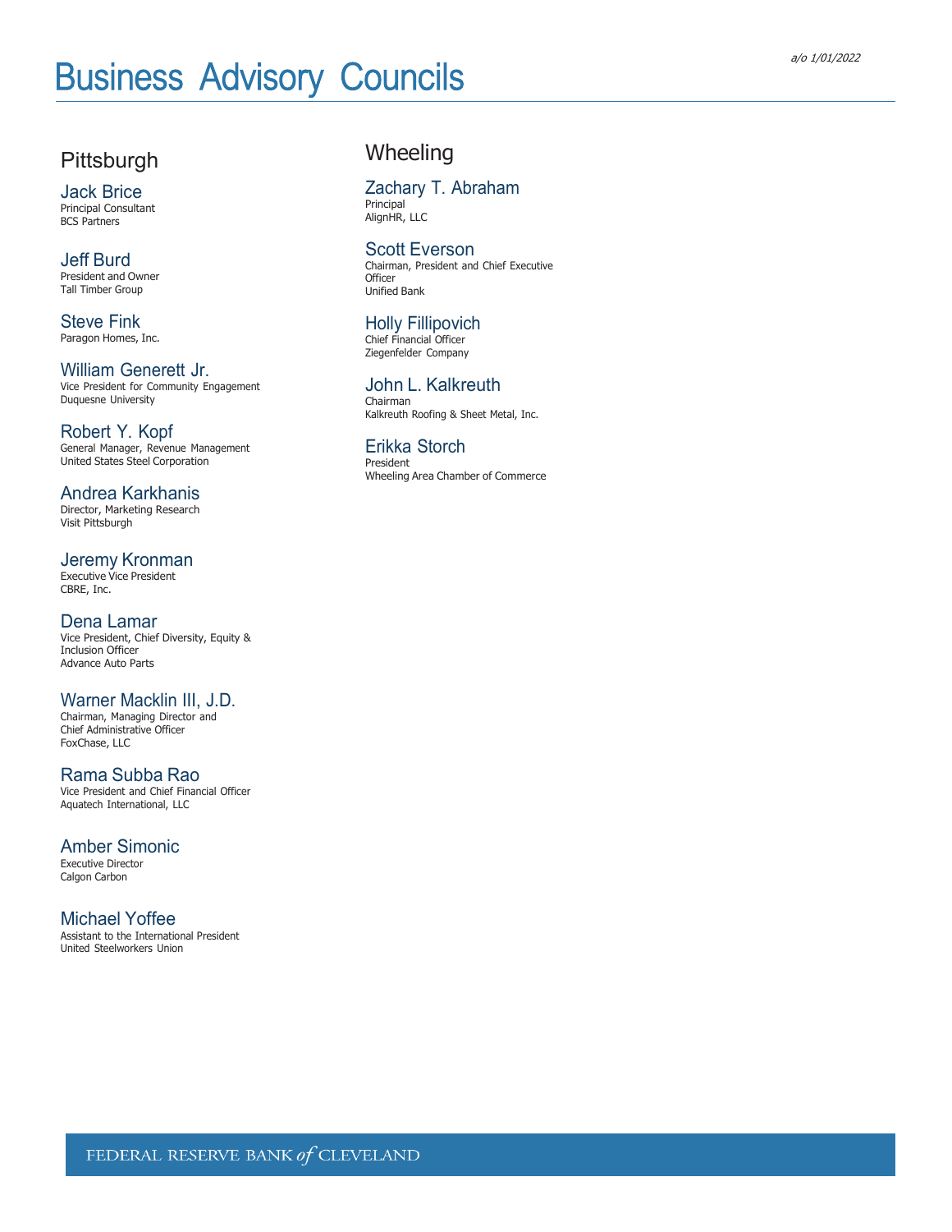# Business Advisory Councils

*a/o 1/01/2022*

## Pittsburgh

### Jack Brice
Principal Consultant
BCS Partners

### Jeff Burd
President and Owner
Tall Timber Group

### Steve Fink
Paragon Homes, Inc.

### William Generett Jr.
Vice President for Community Engagement
Duquesne University

### Robert Y. Kopf
General Manager, Revenue Management
United States Steel Corporation

### Andrea Karkhanis
Director, Marketing Research
Visit Pittsburgh

### Jeremy Kronman
Executive Vice President
CBRE, Inc.

### Dena Lamar
Vice President, Chief Diversity, Equity & Inclusion Officer
Advance Auto Parts

### Warner Macklin III, J.D.
Chairman, Managing Director and Chief Administrative Officer
FoxChase, LLC

### Rama Subba Rao
Vice President and Chief Financial Officer
Aquatech International, LLC

### Amber Simonic
Executive Director
Calgon Carbon

### Michael Yoffee
Assistant to the International President
United Steelworkers Union

## Wheeling

### Zachary T. Abraham
Principal
AlignHR, LLC

### Scott Everson
Chairman, President and Chief Executive Officer
Unified Bank

### Holly Fillipovich
Chief Financial Officer
Ziegenfelder Company

### John L. Kalkreuth
Chairman
Kalkreuth Roofing & Sheet Metal, Inc.

### Erikka Storch
President
Wheeling Area Chamber of Commerce